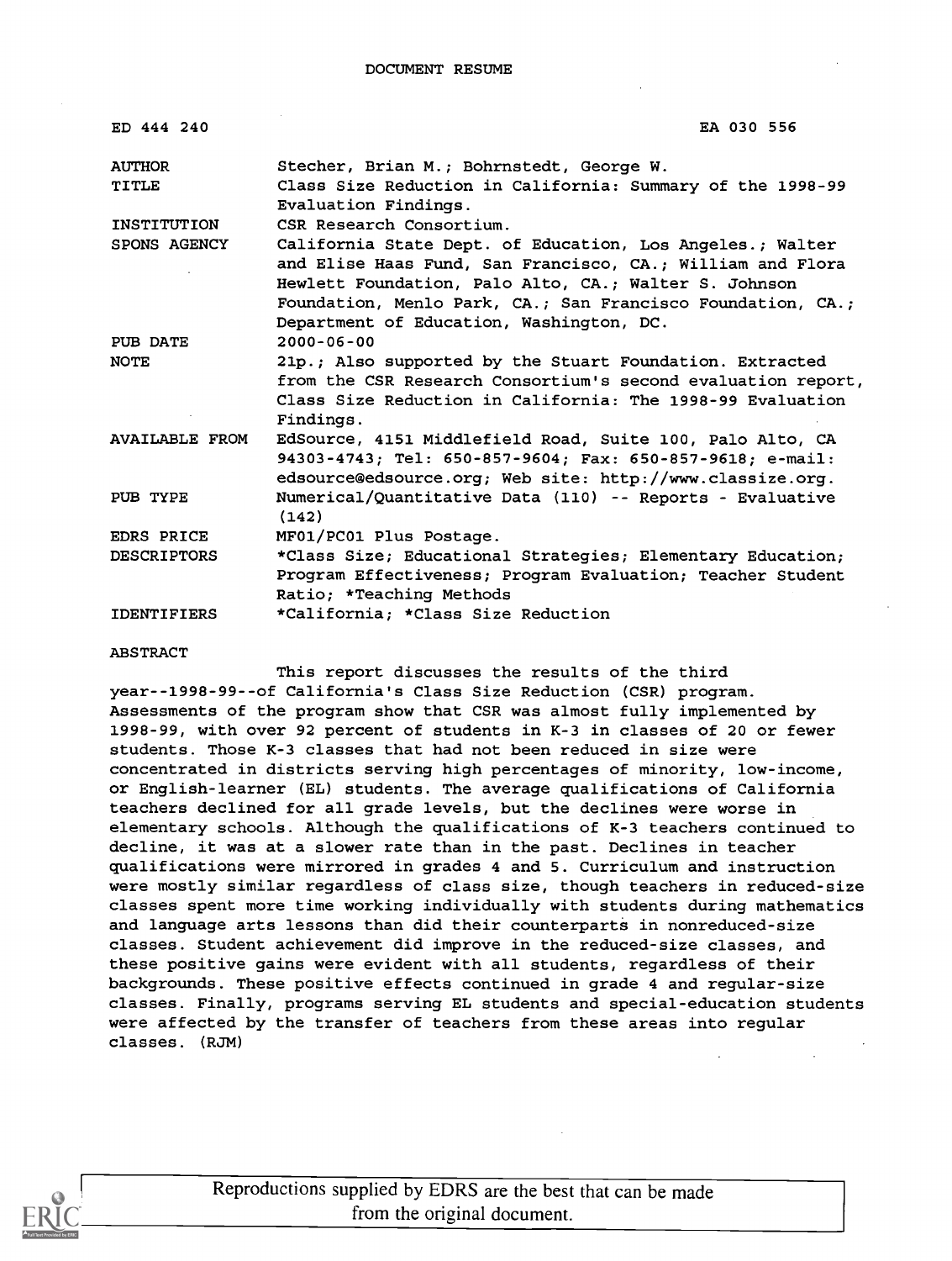# DOCUMENT RESUME

| | |
|---|---|
| ED 444 240 | EA 030 556 |
| AUTHOR | Stecher, Brian M.; Bohrnstedt, George W. |
| TITLE | Class Size Reduction in California: Summary of the 1998-99 Evaluation Findings. |
| INSTITUTION | CSR Research Consortium. |
| SPONS AGENCY | California State Dept. of Education, Los Angeles.; Walter and Elise Haas Fund, San Francisco, CA.; William and Flora Hewlett Foundation, Palo Alto, CA.; Walter S. Johnson Foundation, Menlo Park, CA.; San Francisco Foundation, CA.; Department of Education, Washington, DC. |
| PUB DATE | 2000-06-00 |
| NOTE | 21p.; Also supported by the Stuart Foundation. Extracted from the CSR Research Consortium's second evaluation report, Class Size Reduction in California: The 1998-99 Evaluation Findings. |
| AVAILABLE FROM | EdSource, 4151 Middlefield Road, Suite 100, Palo Alto, CA 94303-4743; Tel: 650-857-9604; Fax: 650-857-9618; e-mail: edsource@edsource.org; Web site: http://www.classize.org. |
| PUB TYPE | Numerical/Quantitative Data (110) -- Reports - Evaluative (142) |
| EDRS PRICE | MF01/PC01 Plus Postage. |
| DESCRIPTORS | *Class Size; Educational Strategies; Elementary Education; Program Effectiveness; Program Evaluation; Teacher Student Ratio; *Teaching Methods |
| IDENTIFIERS | *California; *Class Size Reduction |

## ABSTRACT

This report discusses the results of the third year--1998-99--of California's Class Size Reduction (CSR) program. Assessments of the program show that CSR was almost fully implemented by 1998-99, with over 92 percent of students in K-3 in classes of 20 or fewer students. Those K-3 classes that had not been reduced in size were concentrated in districts serving high percentages of minority, low-income, or English-learner (EL) students. The average qualifications of California teachers declined for all grade levels, but the declines were worse in elementary schools. Although the qualifications of K-3 teachers continued to decline, it was at a slower rate than in the past. Declines in teacher qualifications were mirrored in grades 4 and 5. Curriculum and instruction were mostly similar regardless of class size, though teachers in reduced-size classes spent more time working individually with students during mathematics and language arts lessons than did their counterparts in nonreduced-size classes. Student achievement did improve in the reduced-size classes, and these positive gains were evident with all students, regardless of their backgrounds. These positive effects continued in grade 4 and regular-size classes. Finally, programs serving EL students and special-education students were affected by the transfer of teachers from these areas into regular classes. (RJM)

Reproductions supplied by EDRS are the best that can be made from the original document.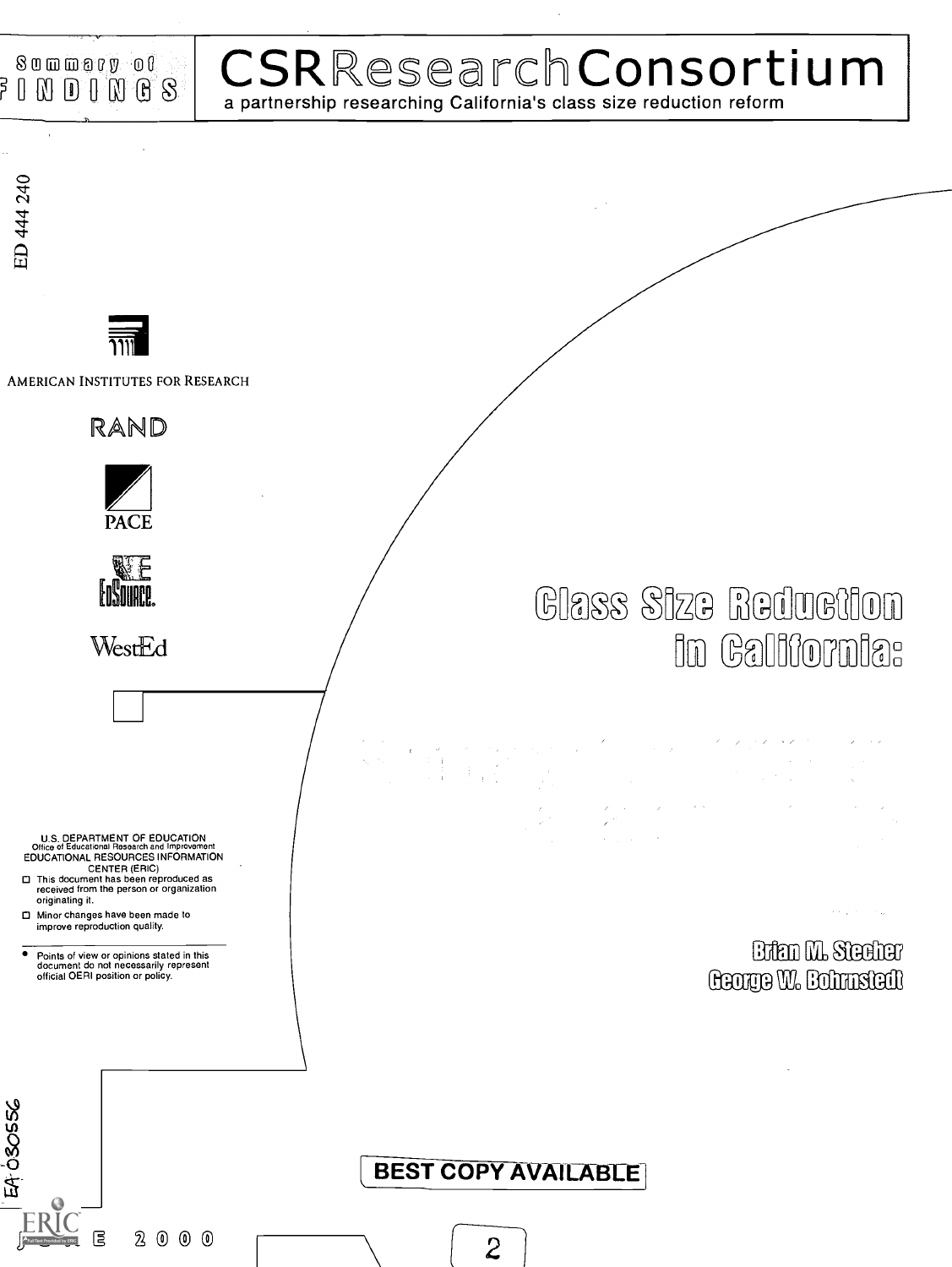Summary of FINDINGS

# CSR Research Consortium

a partnership researching California's class size reduction reform

ED 444 240

AMERICAN INSTITUTES FOR RESEARCH

RAND

PACE

EdSource

WestEd

# Class Size Reduction in California:

U.S. DEPARTMENT OF EDUCATION
Office of Educational Research and Improvement
EDUCATIONAL RESOURCES INFORMATION CENTER (ERIC)

- This document has been reproduced as received from the person or organization originating it.
- Minor changes have been made to improve reproduction quality.

- Points of view or opinions stated in this document do not necessarily represent official OERI position or policy.

Brian M. Stecher
George W. Bohrnstedt

EA 030556

BEST COPY AVAILABLE

JUNE 2000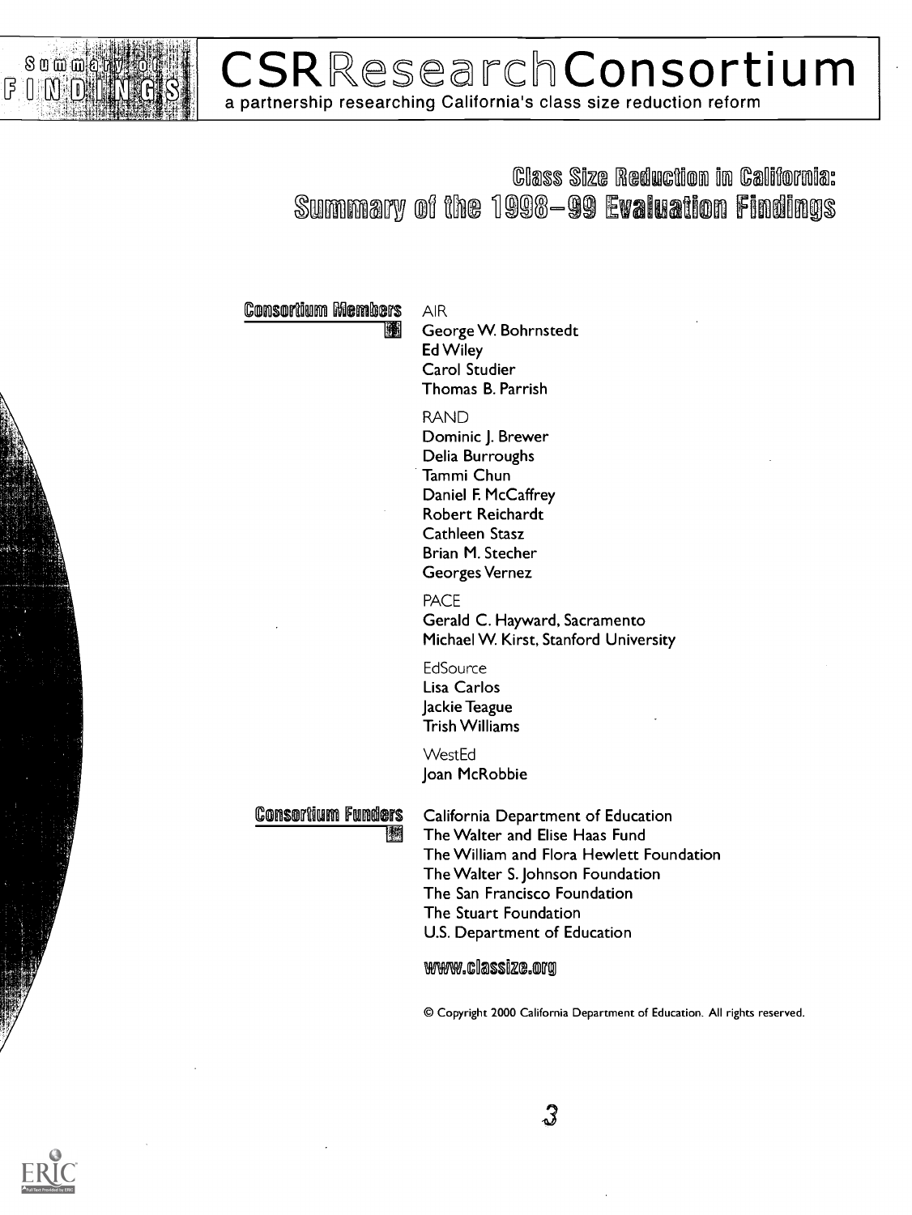Summary of FINDINGS

# CSR Research Consortium

a partnership researching California's class size reduction reform

## Class Size Reduction in California: Summary of the 1998–99 Evaluation Findings

### Consortium Members

AIR
George W. Bohrnstedt
Ed Wiley
Carol Studier
Thomas B. Parrish

RAND
Dominic J. Brewer
Delia Burroughs
Tammi Chun
Daniel F. McCaffrey
Robert Reichardt
Cathleen Stasz
Brian M. Stecher
Georges Vernez

PACE
Gerald C. Hayward, Sacramento
Michael W. Kirst, Stanford University

EdSource
Lisa Carlos
Jackie Teague
Trish Williams

WestEd
Joan McRobbie

### Consortium Funders

California Department of Education
The Walter and Elise Haas Fund
The William and Flora Hewlett Foundation
The Walter S. Johnson Foundation
The San Francisco Foundation
The Stuart Foundation
U.S. Department of Education

www.classize.org

© Copyright 2000 California Department of Education. All rights reserved.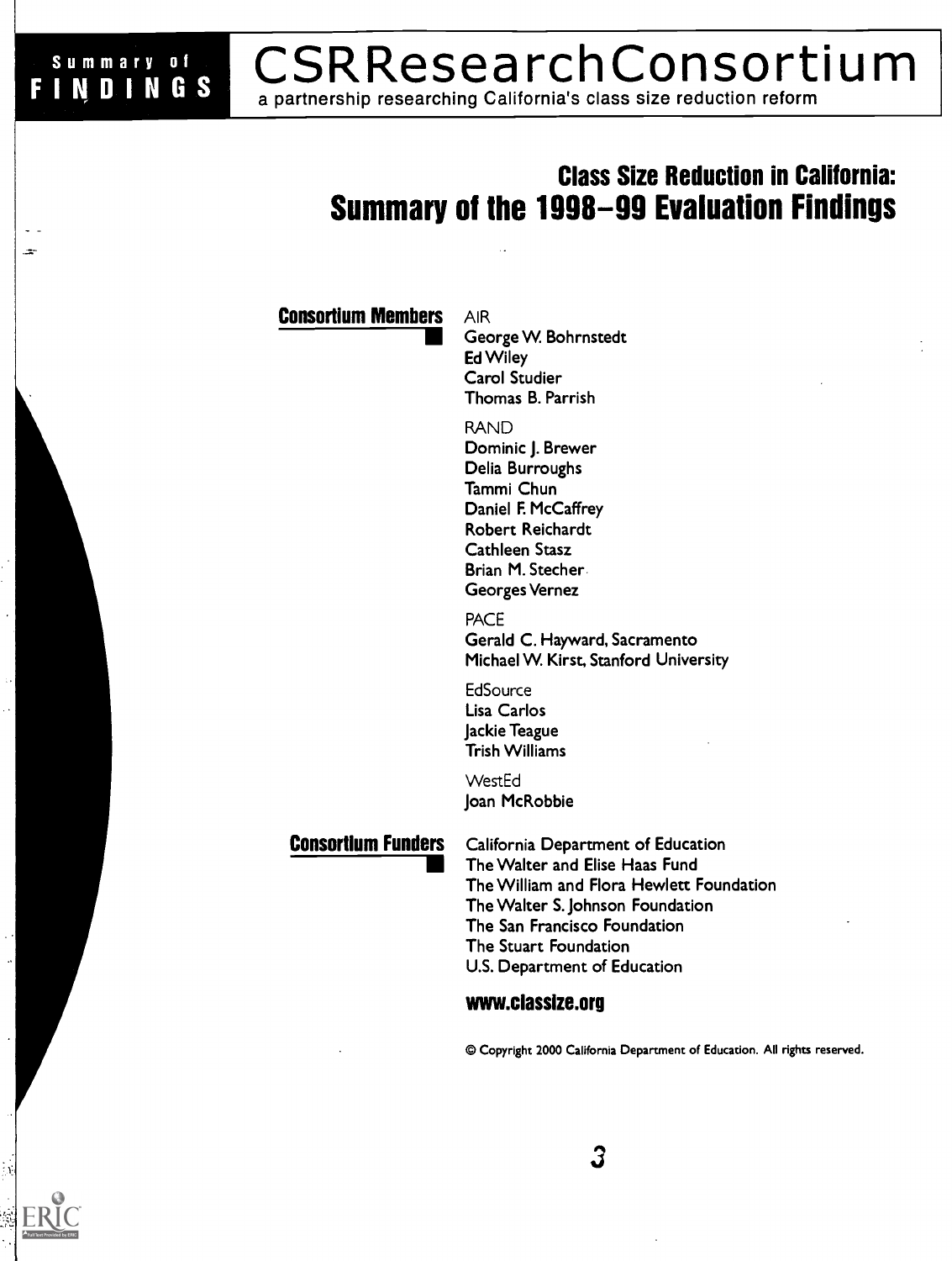**Summary of FINDINGS**

# CSRResearchConsortium

a partnership researching California's class size reduction reform

## Class Size Reduction in California: Summary of the 1998–99 Evaluation Findings

**Consortium Members**

AIR
George W. Bohrnstedt
Ed Wiley
Carol Studier
Thomas B. Parrish

RAND
Dominic J. Brewer
Delia Burroughs
Tammi Chun
Daniel F. McCaffrey
Robert Reichardt
Cathleen Stasz
Brian M. Stecher
Georges Vernez

PACE
Gerald C. Hayward, Sacramento
Michael W. Kirst, Stanford University

EdSource
Lisa Carlos
Jackie Teague
Trish Williams

WestEd
Joan McRobbie

**Consortium Funders**

California Department of Education
The Walter and Elise Haas Fund
The William and Flora Hewlett Foundation
The Walter S. Johnson Foundation
The San Francisco Foundation
The Stuart Foundation
U.S. Department of Education

**www.classize.org**

© Copyright 2000 California Department of Education. All rights reserved.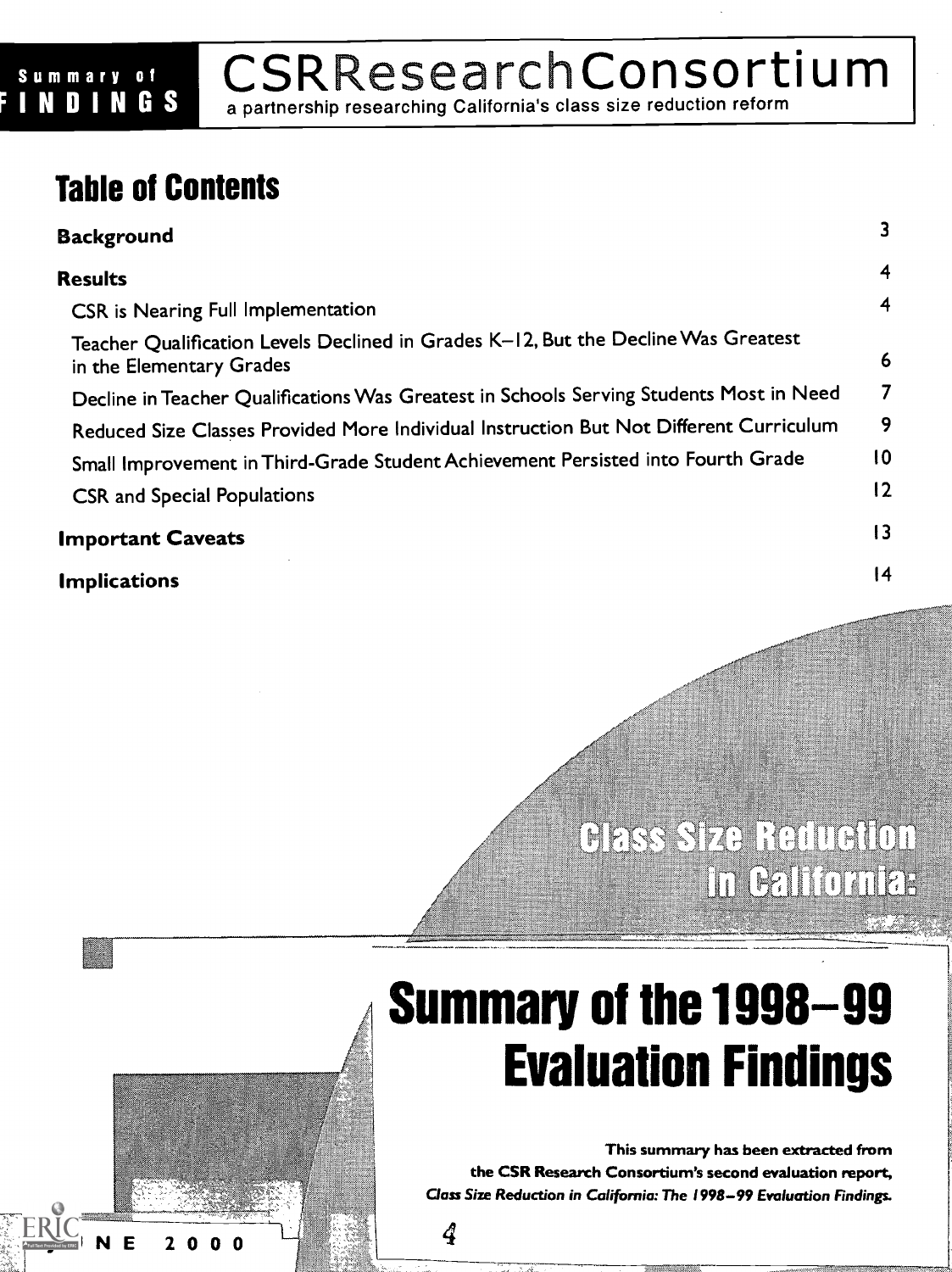**Summary of FINDINGS**

# CSRResearchConsortium

a partnership researching California's class size reduction reform

## Table of Contents

| | |
|---|---|
| **Background** | 3 |
| **Results** | 4 |
| CSR is Nearing Full Implementation | 4 |
| Teacher Qualification Levels Declined in Grades K–12, But the Decline Was Greatest in the Elementary Grades | 6 |
| Decline in Teacher Qualifications Was Greatest in Schools Serving Students Most in Need | 7 |
| Reduced Size Classes Provided More Individual Instruction But Not Different Curriculum | 9 |
| Small Improvement in Third-Grade Student Achievement Persisted into Fourth Grade | 10 |
| CSR and Special Populations | 12 |
| **Important Caveats** | 13 |
| **Implications** | 14 |

# Class Size Reduction in California:

# Summary of the 1998–99 Evaluation Findings

**This summary has been extracted from the CSR Research Consortium's second evaluation report, *Class Size Reduction in California: The 1998–99 Evaluation Findings.***

JUNE 2000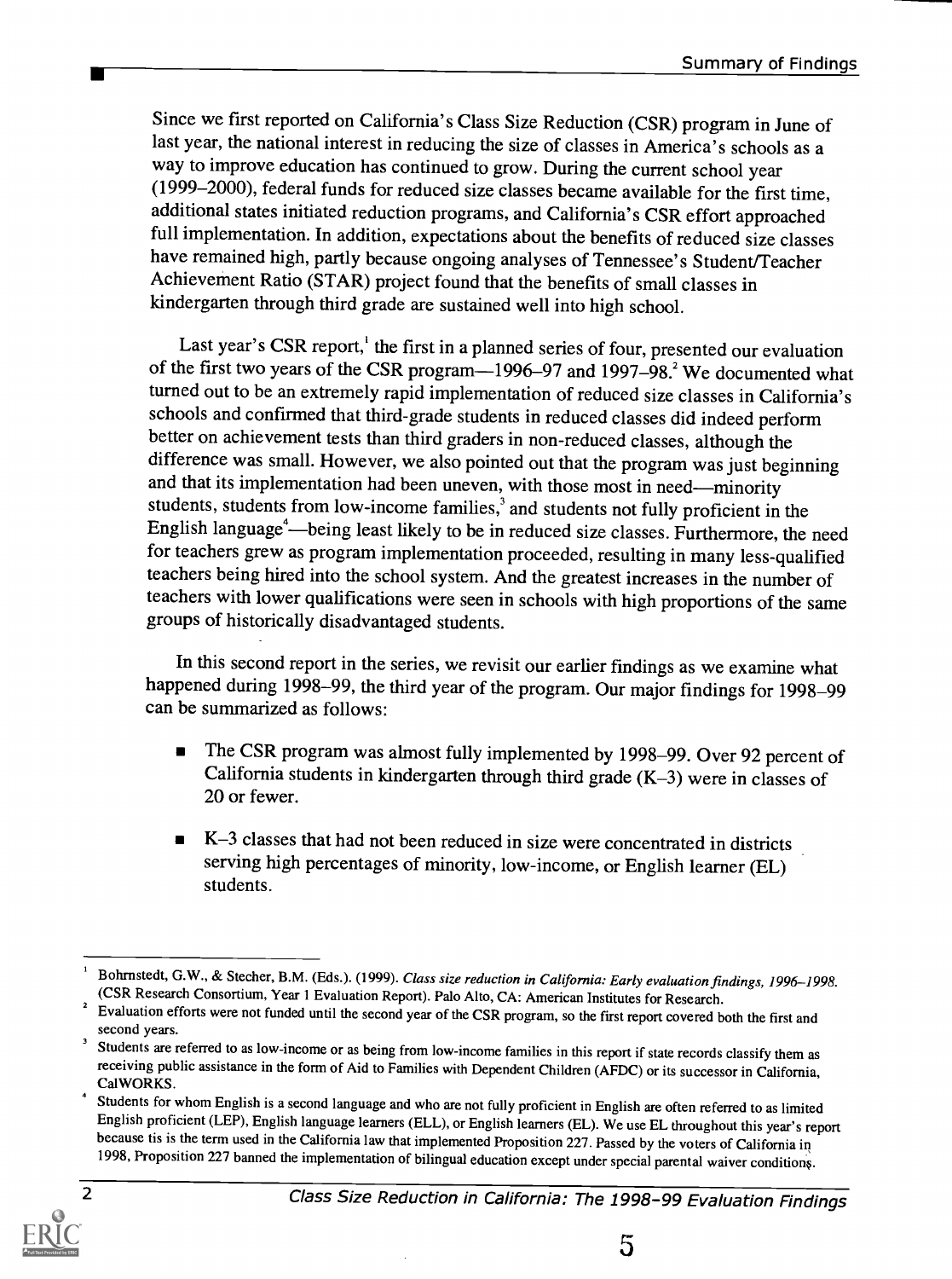Since we first reported on California's Class Size Reduction (CSR) program in June of last year, the national interest in reducing the size of classes in America's schools as a way to improve education has continued to grow. During the current school year (1999–2000), federal funds for reduced size classes became available for the first time, additional states initiated reduction programs, and California's CSR effort approached full implementation. In addition, expectations about the benefits of reduced size classes have remained high, partly because ongoing analyses of Tennessee's Student/Teacher Achievement Ratio (STAR) project found that the benefits of small classes in kindergarten through third grade are sustained well into high school.

Last year's CSR report,[1] the first in a planned series of four, presented our evaluation of the first two years of the CSR program—1996–97 and 1997–98.[2] We documented what turned out to be an extremely rapid implementation of reduced size classes in California's schools and confirmed that third-grade students in reduced classes did indeed perform better on achievement tests than third graders in non-reduced classes, although the difference was small. However, we also pointed out that the program was just beginning and that its implementation had been uneven, with those most in need—minority students, students from low-income families,[3] and students not fully proficient in the English language[4]—being least likely to be in reduced size classes. Furthermore, the need for teachers grew as program implementation proceeded, resulting in many less-qualified teachers being hired into the school system. And the greatest increases in the number of teachers with lower qualifications were seen in schools with high proportions of the same groups of historically disadvantaged students.

In this second report in the series, we revisit our earlier findings as we examine what happened during 1998–99, the third year of the program. Our major findings for 1998–99 can be summarized as follows:

- The CSR program was almost fully implemented by 1998–99. Over 92 percent of California students in kindergarten through third grade (K–3) were in classes of 20 or fewer.
- K–3 classes that had not been reduced in size were concentrated in districts serving high percentages of minority, low-income, or English learner (EL) students.

---

[1] Bohrnstedt, G.W., & Stecher, B.M. (Eds.). (1999). *Class size reduction in California: Early evaluation findings, 1996–1998.* (CSR Research Consortium, Year 1 Evaluation Report). Palo Alto, CA: American Institutes for Research.

[2] Evaluation efforts were not funded until the second year of the CSR program, so the first report covered both the first and second years.

[3] Students are referred to as low-income or as being from low-income families in this report if state records classify them as receiving public assistance in the form of Aid to Families with Dependent Children (AFDC) or its successor in California, CalWORKS.

[4] Students for whom English is a second language and who are not fully proficient in English are often referred to as limited English proficient (LEP), English language learners (ELL), or English learners (EL). We use EL throughout this year's report because tis is the term used in the California law that implemented Proposition 227. Passed by the voters of California in 1998, Proposition 227 banned the implementation of bilingual education except under special parental waiver conditions.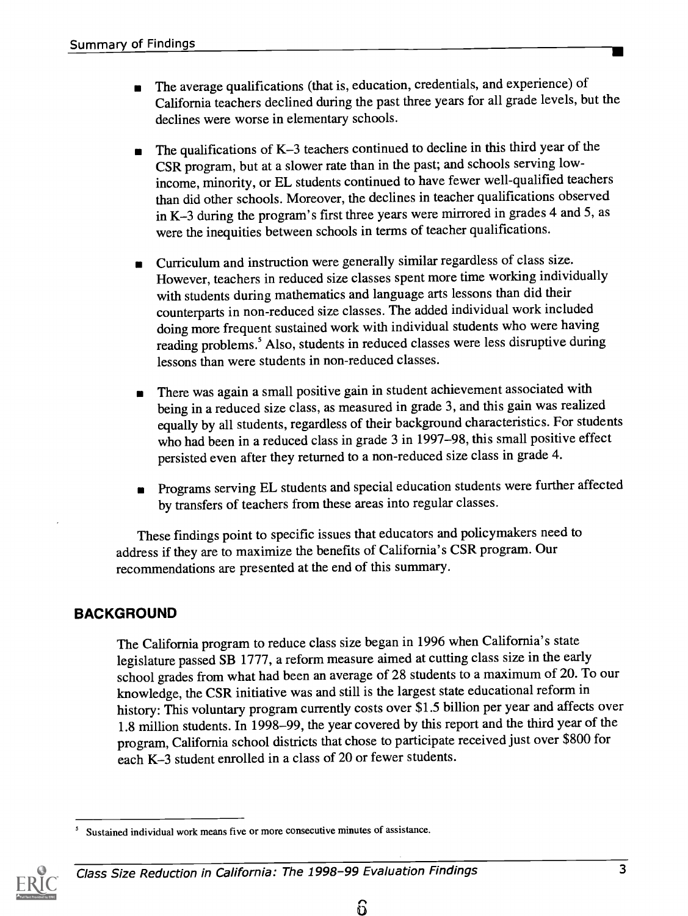- The average qualifications (that is, education, credentials, and experience) of California teachers declined during the past three years for all grade levels, but the declines were worse in elementary schools.

- The qualifications of K–3 teachers continued to decline in this third year of the CSR program, but at a slower rate than in the past; and schools serving low-income, minority, or EL students continued to have fewer well-qualified teachers than did other schools. Moreover, the declines in teacher qualifications observed in K–3 during the program's first three years were mirrored in grades 4 and 5, as were the inequities between schools in terms of teacher qualifications.

- Curriculum and instruction were generally similar regardless of class size. However, teachers in reduced size classes spent more time working individually with students during mathematics and language arts lessons than did their counterparts in non-reduced size classes. The added individual work included doing more frequent sustained work with individual students who were having reading problems.[5] Also, students in reduced classes were less disruptive during lessons than were students in non-reduced classes.

- There was again a small positive gain in student achievement associated with being in a reduced size class, as measured in grade 3, and this gain was realized equally by all students, regardless of their background characteristics. For students who had been in a reduced class in grade 3 in 1997–98, this small positive effect persisted even after they returned to a non-reduced size class in grade 4.

- Programs serving EL students and special education students were further affected by transfers of teachers from these areas into regular classes.

These findings point to specific issues that educators and policymakers need to address if they are to maximize the benefits of California's CSR program. Our recommendations are presented at the end of this summary.

## BACKGROUND

The California program to reduce class size began in 1996 when California's state legislature passed SB 1777, a reform measure aimed at cutting class size in the early school grades from what had been an average of 28 students to a maximum of 20. To our knowledge, the CSR initiative was and still is the largest state educational reform in history: This voluntary program currently costs over $1.5 billion per year and affects over 1.8 million students. In 1998–99, the year covered by this report and the third year of the program, California school districts that chose to participate received just over $800 for each K–3 student enrolled in a class of 20 or fewer students.

---

[5] Sustained individual work means five or more consecutive minutes of assistance.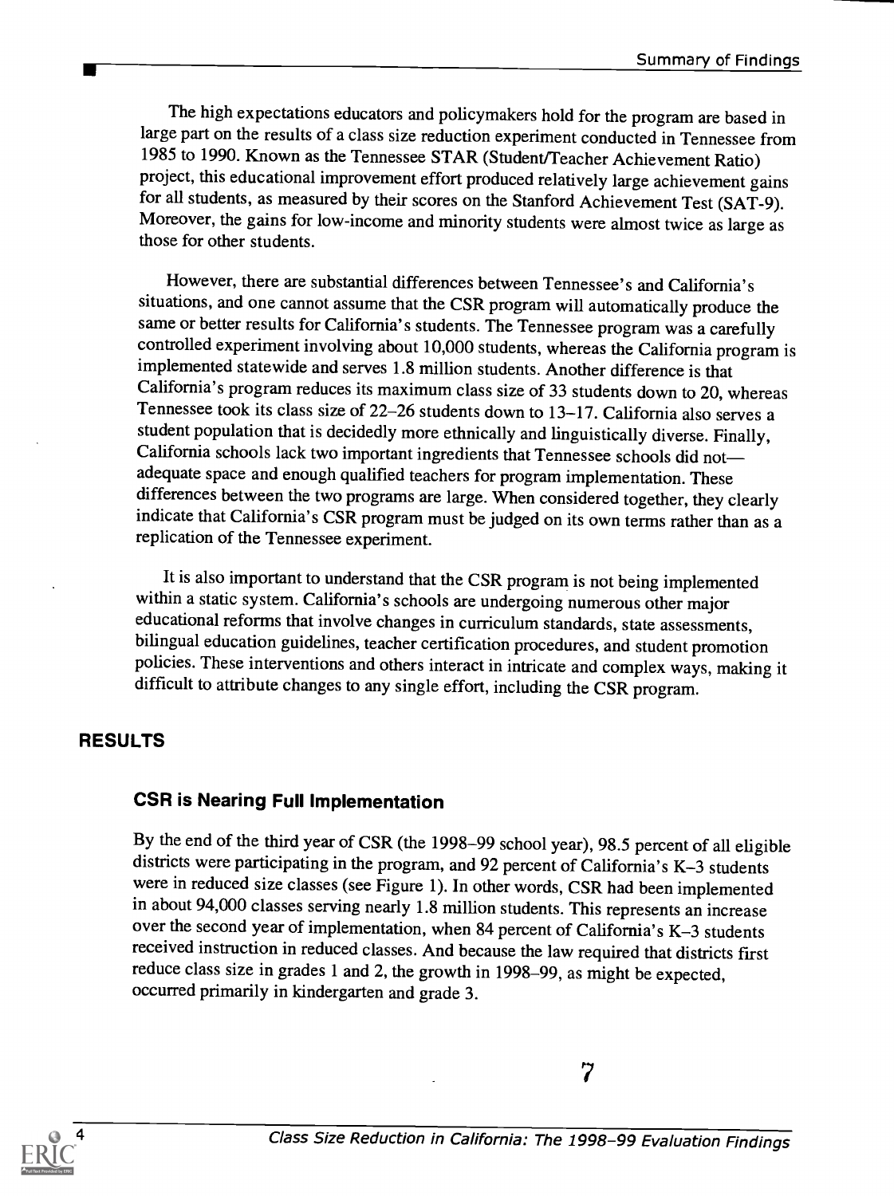The high expectations educators and policymakers hold for the program are based in large part on the results of a class size reduction experiment conducted in Tennessee from 1985 to 1990. Known as the Tennessee STAR (Student/Teacher Achievement Ratio) project, this educational improvement effort produced relatively large achievement gains for all students, as measured by their scores on the Stanford Achievement Test (SAT-9). Moreover, the gains for low-income and minority students were almost twice as large as those for other students.

However, there are substantial differences between Tennessee's and California's situations, and one cannot assume that the CSR program will automatically produce the same or better results for California's students. The Tennessee program was a carefully controlled experiment involving about 10,000 students, whereas the California program is implemented statewide and serves 1.8 million students. Another difference is that California's program reduces its maximum class size of 33 students down to 20, whereas Tennessee took its class size of 22–26 students down to 13–17. California also serves a student population that is decidedly more ethnically and linguistically diverse. Finally, California schools lack two important ingredients that Tennessee schools did not—adequate space and enough qualified teachers for program implementation. These differences between the two programs are large. When considered together, they clearly indicate that California's CSR program must be judged on its own terms rather than as a replication of the Tennessee experiment.

It is also important to understand that the CSR program is not being implemented within a static system. California's schools are undergoing numerous other major educational reforms that involve changes in curriculum standards, state assessments, bilingual education guidelines, teacher certification procedures, and student promotion policies. These interventions and others interact in intricate and complex ways, making it difficult to attribute changes to any single effort, including the CSR program.

## RESULTS

### CSR is Nearing Full Implementation

By the end of the third year of CSR (the 1998–99 school year), 98.5 percent of all eligible districts were participating in the program, and 92 percent of California's K–3 students were in reduced size classes (see Figure 1). In other words, CSR had been implemented in about 94,000 classes serving nearly 1.8 million students. This represents an increase over the second year of implementation, when 84 percent of California's K–3 students received instruction in reduced classes. And because the law required that districts first reduce class size in grades 1 and 2, the growth in 1998–99, as might be expected, occurred primarily in kindergarten and grade 3.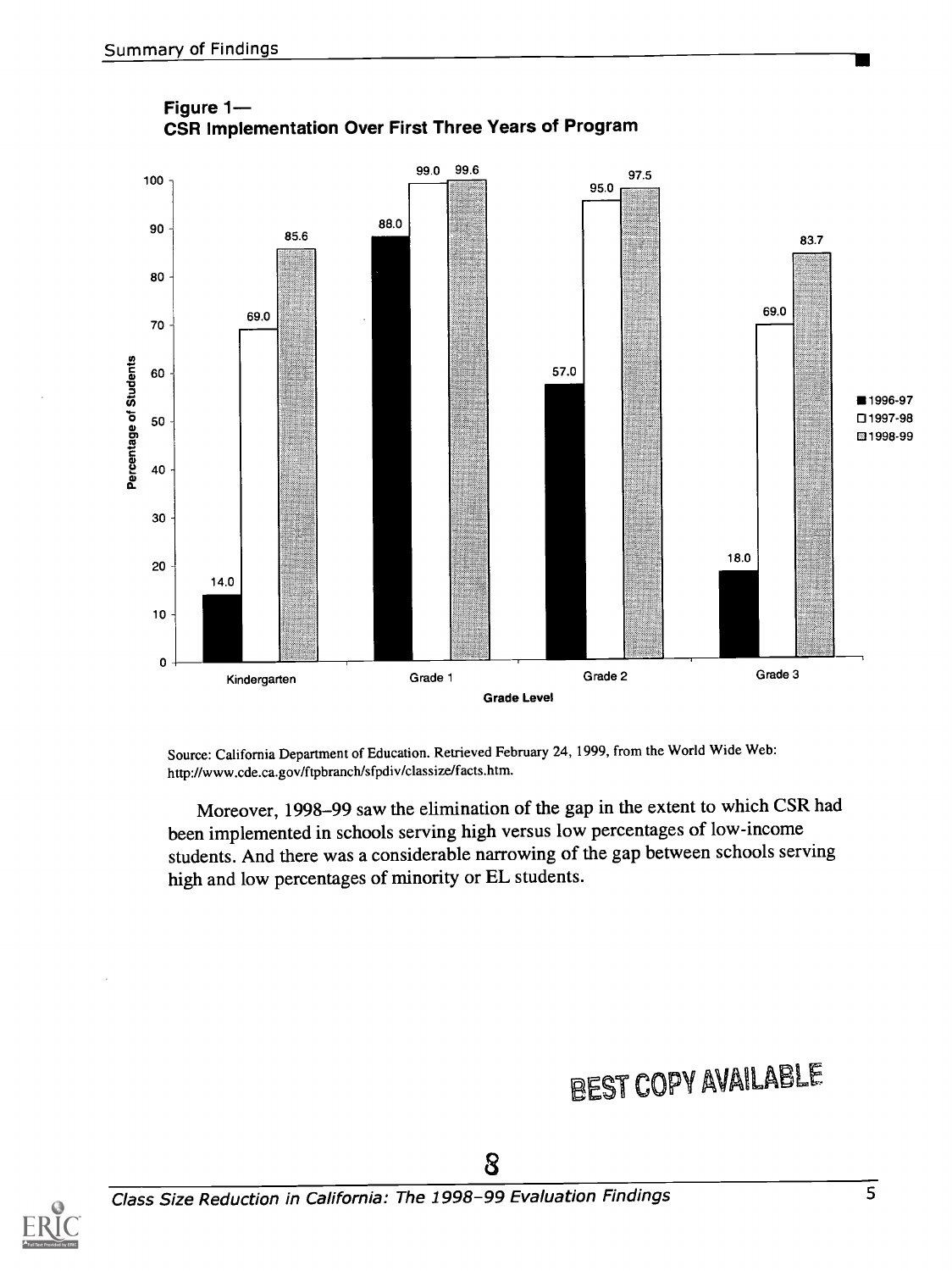**Figure 1—**
**CSR Implementation Over First Three Years of Program**

| Grade Level | 1996-97 | 1997-98 | 1998-99 |
|---|---|---|---|
| Kindergarten | 14.0 | 69.0 | 85.6 |
| Grade 1 | 88.0 | 99.0 | 99.6 |
| Grade 2 | 57.0 | 95.0 | 97.5 |
| Grade 3 | 18.0 | 69.0 | 83.7 |

Source: California Department of Education. Retrieved February 24, 1999, from the World Wide Web: http://www.cde.ca.gov/ftpbranch/sfpdiv/classize/facts.htm.

Moreover, 1998–99 saw the elimination of the gap in the extent to which CSR had been implemented in schools serving high versus low percentages of low-income students. And there was a considerable narrowing of the gap between schools serving high and low percentages of minority or EL students.

BEST COPY AVAILABLE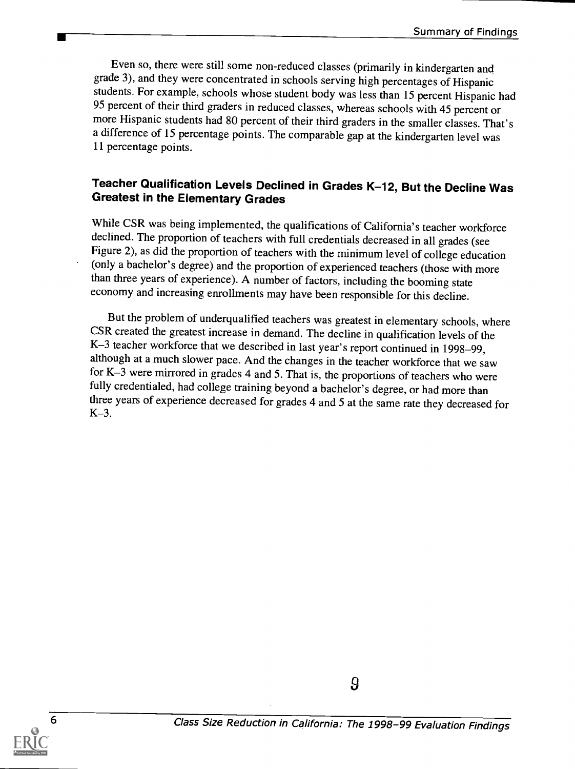Even so, there were still some non-reduced classes (primarily in kindergarten and grade 3), and they were concentrated in schools serving high percentages of Hispanic students. For example, schools whose student body was less than 15 percent Hispanic had 95 percent of their third graders in reduced classes, whereas schools with 45 percent or more Hispanic students had 80 percent of their third graders in the smaller classes. That's a difference of 15 percentage points. The comparable gap at the kindergarten level was 11 percentage points.

## Teacher Qualification Levels Declined in Grades K–12, But the Decline Was Greatest in the Elementary Grades

While CSR was being implemented, the qualifications of California's teacher workforce declined. The proportion of teachers with full credentials decreased in all grades (see Figure 2), as did the proportion of teachers with the minimum level of college education (only a bachelor's degree) and the proportion of experienced teachers (those with more than three years of experience). A number of factors, including the booming state economy and increasing enrollments may have been responsible for this decline.

But the problem of underqualified teachers was greatest in elementary schools, where CSR created the greatest increase in demand. The decline in qualification levels of the K–3 teacher workforce that we described in last year's report continued in 1998–99, although at a much slower pace. And the changes in the teacher workforce that we saw for K–3 were mirrored in grades 4 and 5. That is, the proportions of teachers who were fully credentialed, had college training beyond a bachelor's degree, or had more than three years of experience decreased for grades 4 and 5 at the same rate they decreased for K–3.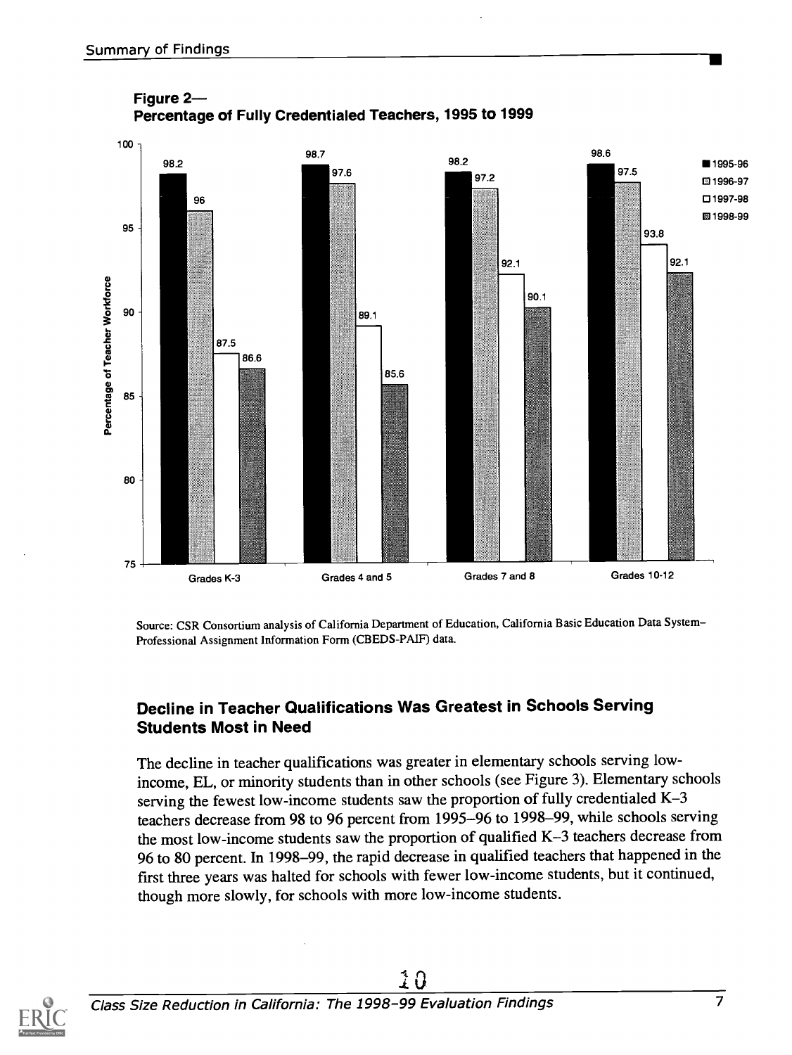**Figure 2—**
**Percentage of Fully Credentialed Teachers, 1995 to 1999**

| | 1995-96 | 1996-97 | 1997-98 | 1998-99 |
|---|---|---|---|---|
| Grades K-3 | 98.2 | 96 | 87.5 | 86.6 |
| Grades 4 and 5 | 98.7 | 97.6 | 89.1 | 85.6 |
| Grades 7 and 8 | 98.2 | 97.2 | 92.1 | 90.1 |
| Grades 10-12 | 98.6 | 97.5 | 93.8 | 92.1 |

Source: CSR Consortium analysis of California Department of Education, California Basic Education Data System–Professional Assignment Information Form (CBEDS-PAIF) data.

## Decline in Teacher Qualifications Was Greatest in Schools Serving Students Most in Need

The decline in teacher qualifications was greater in elementary schools serving low-income, EL, or minority students than in other schools (see Figure 3). Elementary schools serving the fewest low-income students saw the proportion of fully credentialed K–3 teachers decrease from 98 to 96 percent from 1995–96 to 1998–99, while schools serving the most low-income students saw the proportion of qualified K–3 teachers decrease from 96 to 80 percent. In 1998–99, the rapid decrease in qualified teachers that happened in the first three years was halted for schools with fewer low-income students, but it continued, though more slowly, for schools with more low-income students.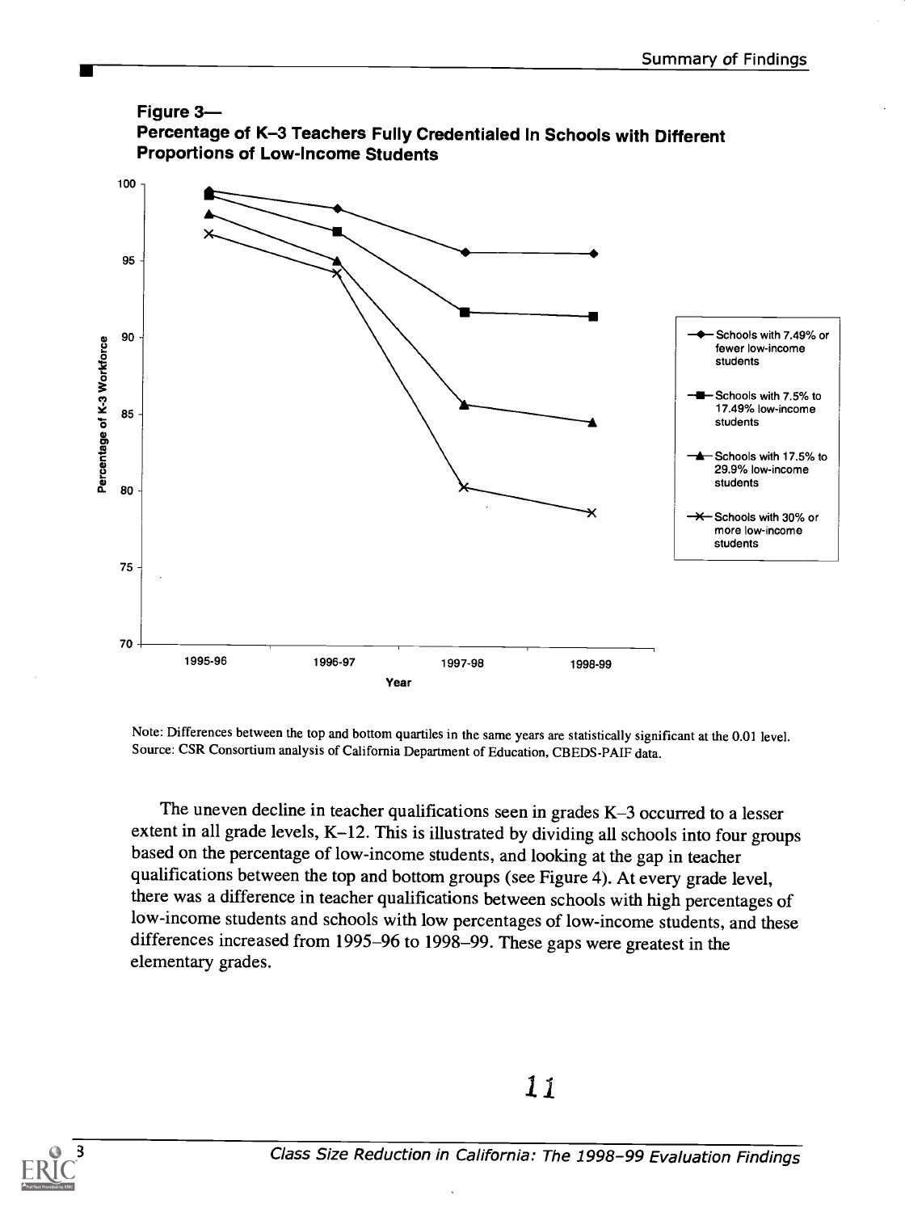**Figure 3—**
**Percentage of K–3 Teachers Fully Credentialed In Schools with Different Proportions of Low-Income Students**

Note: Differences between the top and bottom quartiles in the same years are statistically significant at the 0.01 level.
Source: CSR Consortium analysis of California Department of Education, CBEDS-PAIF data.

The uneven decline in teacher qualifications seen in grades K–3 occurred to a lesser extent in all grade levels, K–12. This is illustrated by dividing all schools into four groups based on the percentage of low-income students, and looking at the gap in teacher qualifications between the top and bottom groups (see Figure 4). At every grade level, there was a difference in teacher qualifications between schools with high percentages of low-income students and schools with low percentages of low-income students, and these differences increased from 1995–96 to 1998–99. These gaps were greatest in the elementary grades.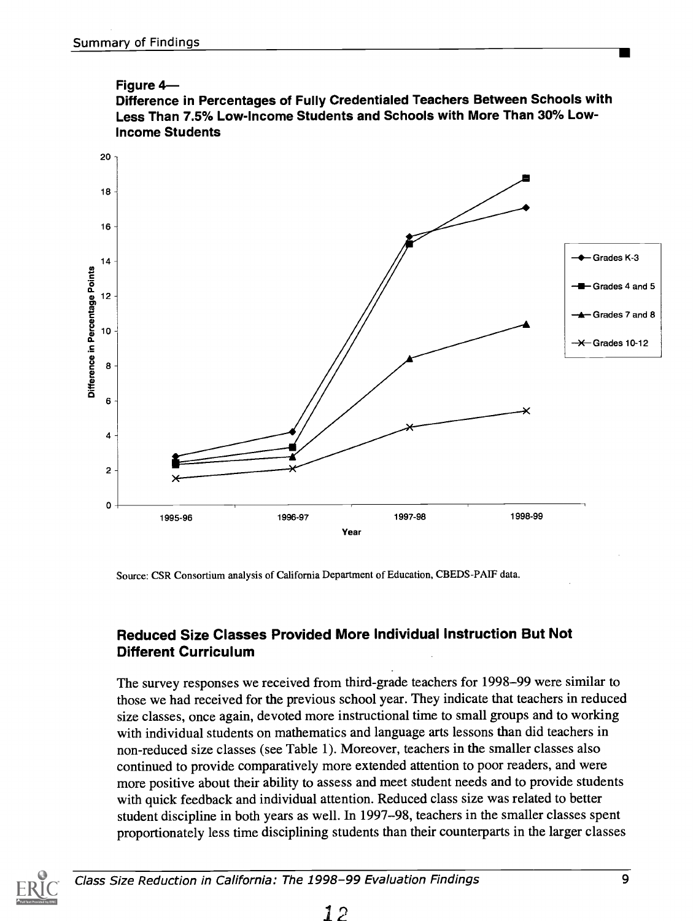**Figure 4—**
**Difference in Percentages of Fully Credentialed Teachers Between Schools with Less Than 7.5% Low-Income Students and Schools with More Than 30% Low-Income Students**

Source: CSR Consortium analysis of California Department of Education, CBEDS-PAIF data.

### Reduced Size Classes Provided More Individual Instruction But Not Different Curriculum

The survey responses we received from third-grade teachers for 1998–99 were similar to those we had received for the previous school year. They indicate that teachers in reduced size classes, once again, devoted more instructional time to small groups and to working with individual students on mathematics and language arts lessons than did teachers in non-reduced size classes (see Table 1). Moreover, teachers in the smaller classes also continued to provide comparatively more extended attention to poor readers, and were more positive about their ability to assess and meet student needs and to provide students with quick feedback and individual attention. Reduced class size was related to better student discipline in both years as well. In 1997–98, teachers in the smaller classes spent proportionately less time disciplining students than their counterparts in the larger classes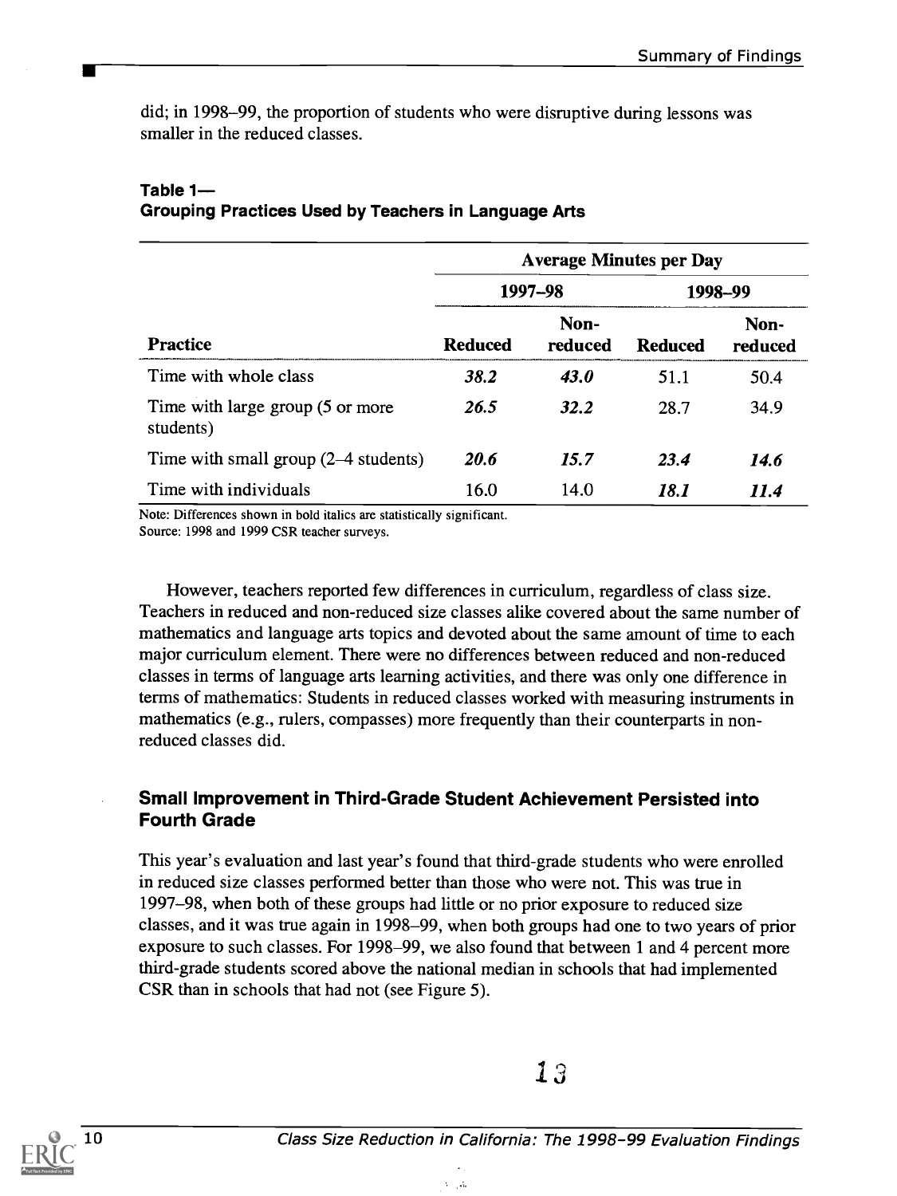did; in 1998–99, the proportion of students who were disruptive during lessons was smaller in the reduced classes.

**Table 1—**
**Grouping Practices Used by Teachers in Language Arts**

| | Average Minutes per Day | | | |
|---|---|---|---|---|
| | 1997–98 | | 1998–99 | |
| **Practice** | **Reduced** | **Non-reduced** | **Reduced** | **Non-reduced** |
| Time with whole class | ***38.2*** | ***43.0*** | 51.1 | 50.4 |
| Time with large group (5 or more students) | ***26.5*** | ***32.2*** | 28.7 | 34.9 |
| Time with small group (2–4 students) | ***20.6*** | ***15.7*** | ***23.4*** | ***14.6*** |
| Time with individuals | 16.0 | 14.0 | ***18.1*** | ***11.4*** |

Note: Differences shown in bold italics are statistically significant.
Source: 1998 and 1999 CSR teacher surveys.

However, teachers reported few differences in curriculum, regardless of class size. Teachers in reduced and non-reduced size classes alike covered about the same number of mathematics and language arts topics and devoted about the same amount of time to each major curriculum element. There were no differences between reduced and non-reduced classes in terms of language arts learning activities, and there was only one difference in terms of mathematics: Students in reduced classes worked with measuring instruments in mathematics (e.g., rulers, compasses) more frequently than their counterparts in non-reduced classes did.

### Small Improvement in Third-Grade Student Achievement Persisted into Fourth Grade

This year's evaluation and last year's found that third-grade students who were enrolled in reduced size classes performed better than those who were not. This was true in 1997–98, when both of these groups had little or no prior exposure to reduced size classes, and it was true again in 1998–99, when both groups had one to two years of prior exposure to such classes. For 1998–99, we also found that between 1 and 4 percent more third-grade students scored above the national median in schools that had implemented CSR than in schools that had not (see Figure 5).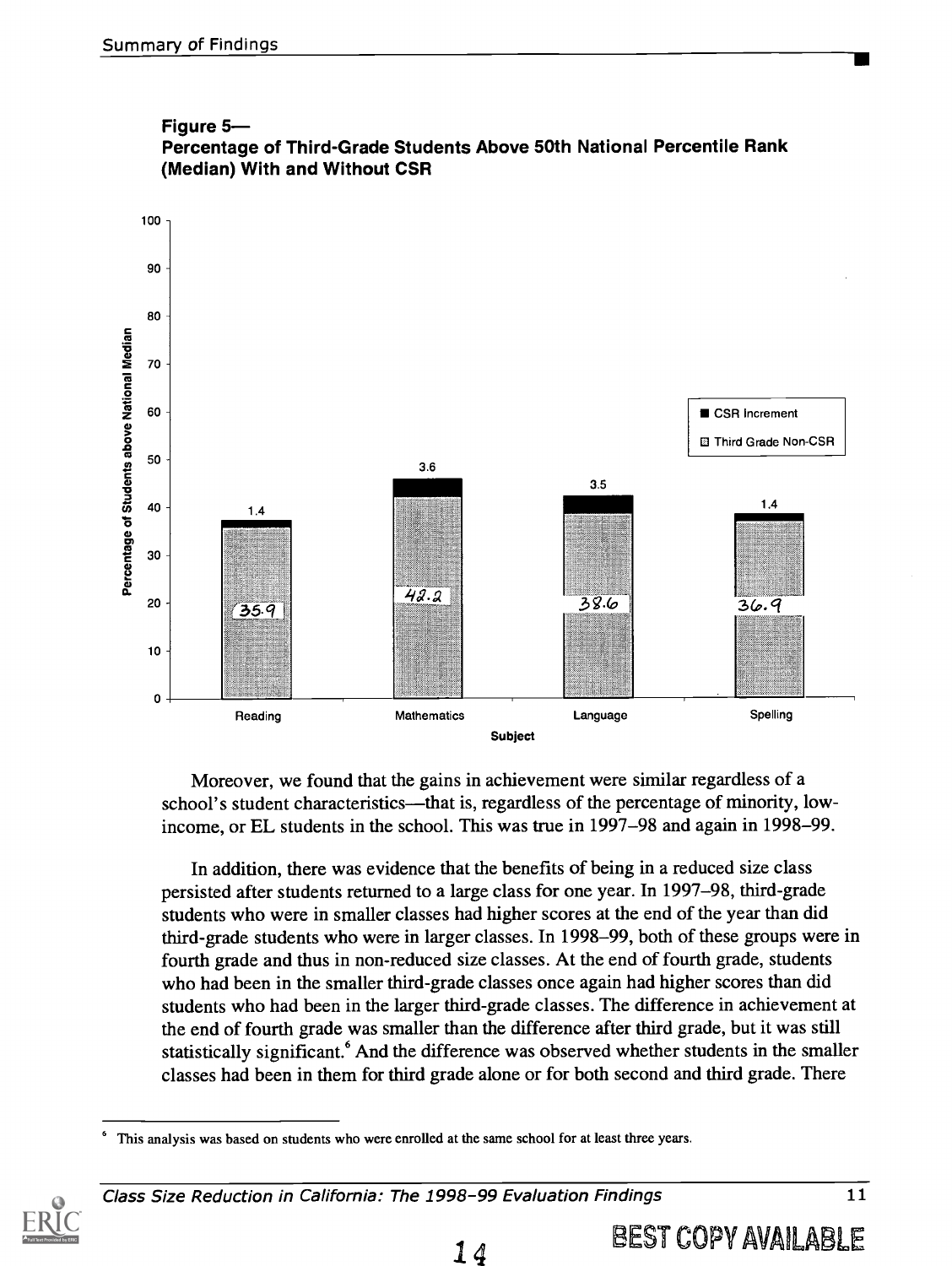**Figure 5—**
**Percentage of Third-Grade Students Above 50th National Percentile Rank (Median) With and Without CSR**

| Subject | Third Grade Non-CSR | CSR Increment |
|---|---|---|
| Reading | 35.9 | 1.4 |
| Mathematics | 42.2 | 3.6 |
| Language | 38.6 | 3.5 |
| Spelling | 36.9 | 1.4 |

Moreover, we found that the gains in achievement were similar regardless of a school's student characteristics—that is, regardless of the percentage of minority, low-income, or EL students in the school. This was true in 1997–98 and again in 1998–99.

In addition, there was evidence that the benefits of being in a reduced size class persisted after students returned to a large class for one year. In 1997–98, third-grade students who were in smaller classes had higher scores at the end of the year than did third-grade students who were in larger classes. In 1998–99, both of these groups were in fourth grade and thus in non-reduced size classes. At the end of fourth grade, students who had been in the smaller third-grade classes once again had higher scores than did students who had been in the larger third-grade classes. The difference in achievement at the end of fourth grade was smaller than the difference after third grade, but it was still statistically significant.[6] And the difference was observed whether students in the smaller classes had been in them for third grade alone or for both second and third grade. There

---

[6] This analysis was based on students who were enrolled at the same school for at least three years.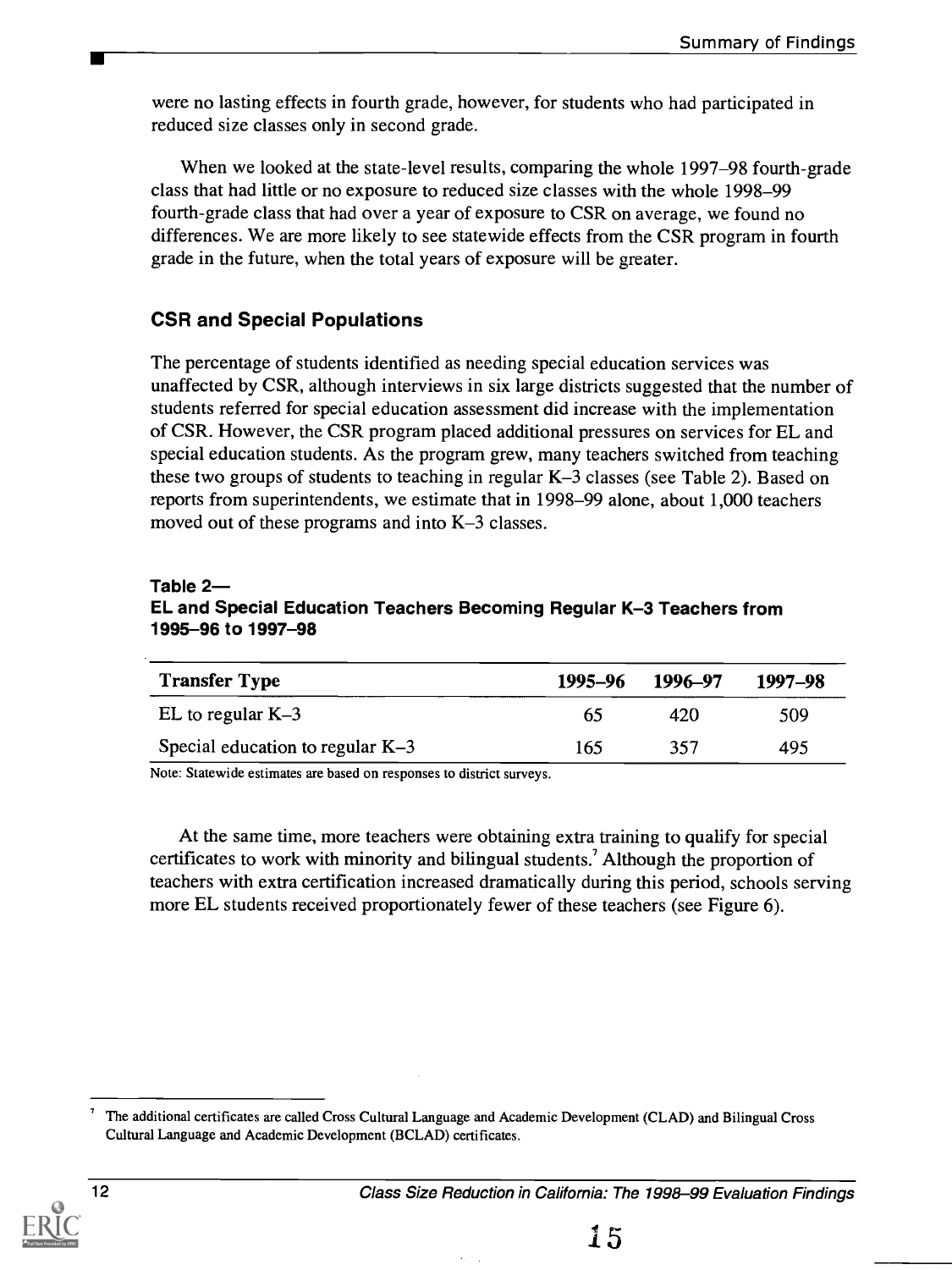were no lasting effects in fourth grade, however, for students who had participated in reduced size classes only in second grade.

When we looked at the state-level results, comparing the whole 1997–98 fourth-grade class that had little or no exposure to reduced size classes with the whole 1998–99 fourth-grade class that had over a year of exposure to CSR on average, we found no differences. We are more likely to see statewide effects from the CSR program in fourth grade in the future, when the total years of exposure will be greater.

### CSR and Special Populations

The percentage of students identified as needing special education services was unaffected by CSR, although interviews in six large districts suggested that the number of students referred for special education assessment did increase with the implementation of CSR. However, the CSR program placed additional pressures on services for EL and special education students. As the program grew, many teachers switched from teaching these two groups of students to teaching in regular K–3 classes (see Table 2). Based on reports from superintendents, we estimate that in 1998–99 alone, about 1,000 teachers moved out of these programs and into K–3 classes.

**Table 2— EL and Special Education Teachers Becoming Regular K–3 Teachers from 1995–96 to 1997–98**

| Transfer Type | 1995–96 | 1996–97 | 1997–98 |
|---|---|---|---|
| EL to regular K–3 | 65 | 420 | 509 |
| Special education to regular K–3 | 165 | 357 | 495 |

Note: Statewide estimates are based on responses to district surveys.

At the same time, more teachers were obtaining extra training to qualify for special certificates to work with minority and bilingual students.[7] Although the proportion of teachers with extra certification increased dramatically during this period, schools serving more EL students received proportionately fewer of these teachers (see Figure 6).

[7] The additional certificates are called Cross Cultural Language and Academic Development (CLAD) and Bilingual Cross Cultural Language and Academic Development (BCLAD) certificates.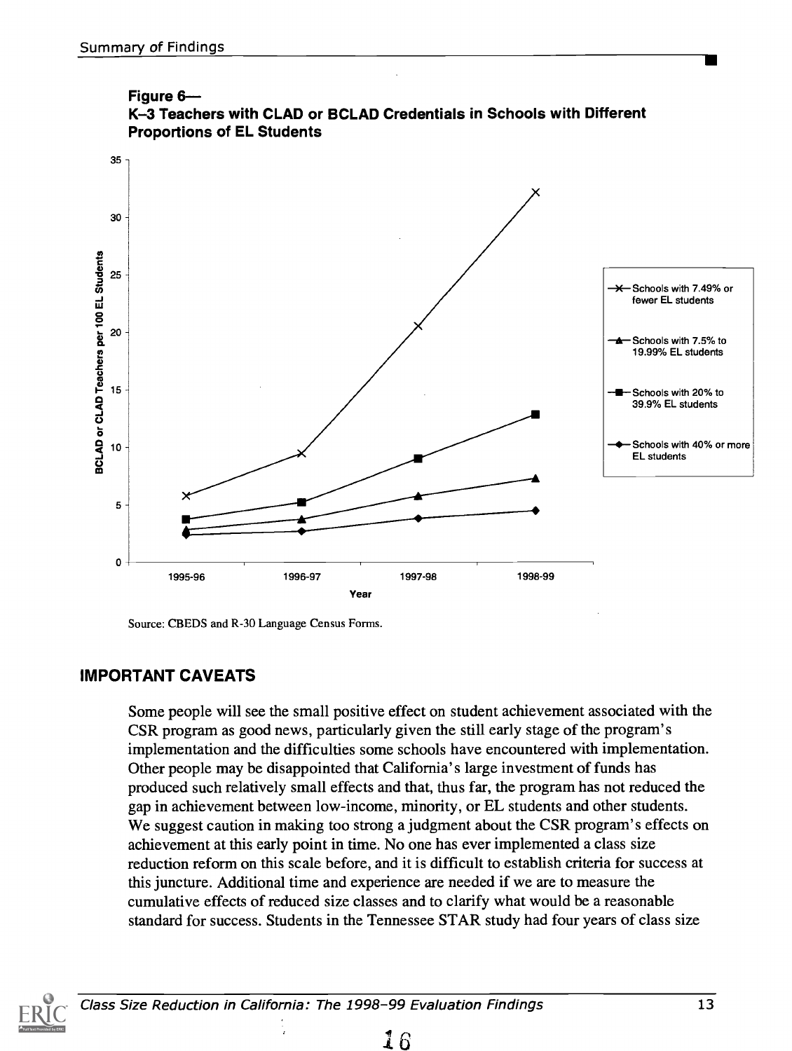**Figure 6—**
**K–3 Teachers with CLAD or BCLAD Credentials in Schools with Different Proportions of EL Students**

Source: CBEDS and R-30 Language Census Forms.

## IMPORTANT CAVEATS

Some people will see the small positive effect on student achievement associated with the CSR program as good news, particularly given the still early stage of the program's implementation and the difficulties some schools have encountered with implementation. Other people may be disappointed that California's large investment of funds has produced such relatively small effects and that, thus far, the program has not reduced the gap in achievement between low-income, minority, or EL students and other students. We suggest caution in making too strong a judgment about the CSR program's effects on achievement at this early point in time. No one has ever implemented a class size reduction reform on this scale before, and it is difficult to establish criteria for success at this juncture. Additional time and experience are needed if we are to measure the cumulative effects of reduced size classes and to clarify what would be a reasonable standard for success. Students in the Tennessee STAR study had four years of class size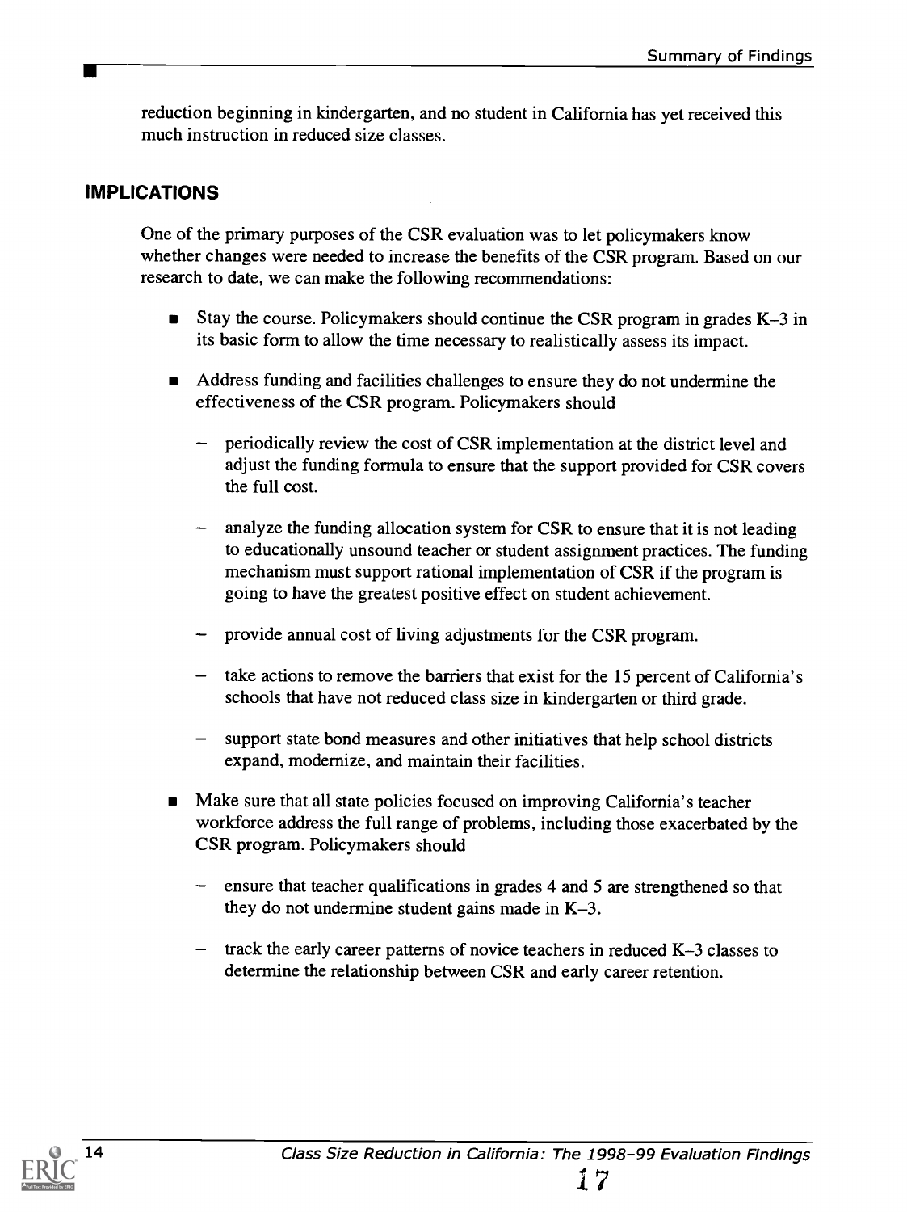reduction beginning in kindergarten, and no student in California has yet received this much instruction in reduced size classes.

## IMPLICATIONS

One of the primary purposes of the CSR evaluation was to let policymakers know whether changes were needed to increase the benefits of the CSR program. Based on our research to date, we can make the following recommendations:

- Stay the course. Policymakers should continue the CSR program in grades K–3 in its basic form to allow the time necessary to realistically assess its impact.
- Address funding and facilities challenges to ensure they do not undermine the effectiveness of the CSR program. Policymakers should
  - periodically review the cost of CSR implementation at the district level and adjust the funding formula to ensure that the support provided for CSR covers the full cost.
  - analyze the funding allocation system for CSR to ensure that it is not leading to educationally unsound teacher or student assignment practices. The funding mechanism must support rational implementation of CSR if the program is going to have the greatest positive effect on student achievement.
  - provide annual cost of living adjustments for the CSR program.
  - take actions to remove the barriers that exist for the 15 percent of California's schools that have not reduced class size in kindergarten or third grade.
  - support state bond measures and other initiatives that help school districts expand, modernize, and maintain their facilities.
- Make sure that all state policies focused on improving California's teacher workforce address the full range of problems, including those exacerbated by the CSR program. Policymakers should
  - ensure that teacher qualifications in grades 4 and 5 are strengthened so that they do not undermine student gains made in K–3.
  - track the early career patterns of novice teachers in reduced K–3 classes to determine the relationship between CSR and early career retention.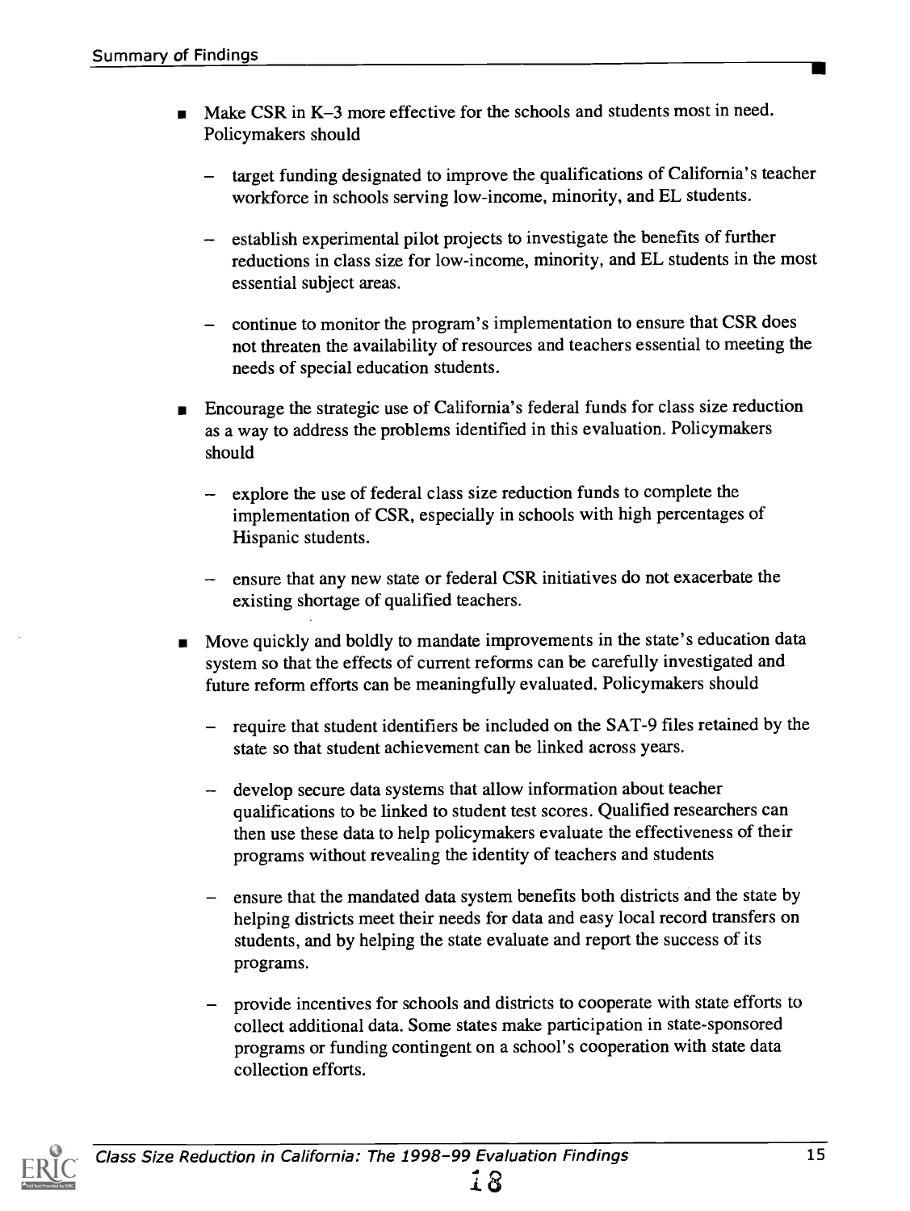- Make CSR in K–3 more effective for the schools and students most in need. Policymakers should
  - target funding designated to improve the qualifications of California's teacher workforce in schools serving low-income, minority, and EL students.
  - establish experimental pilot projects to investigate the benefits of further reductions in class size for low-income, minority, and EL students in the most essential subject areas.
  - continue to monitor the program's implementation to ensure that CSR does not threaten the availability of resources and teachers essential to meeting the needs of special education students.
- Encourage the strategic use of California's federal funds for class size reduction as a way to address the problems identified in this evaluation. Policymakers should
  - explore the use of federal class size reduction funds to complete the implementation of CSR, especially in schools with high percentages of Hispanic students.
  - ensure that any new state or federal CSR initiatives do not exacerbate the existing shortage of qualified teachers.
- Move quickly and boldly to mandate improvements in the state's education data system so that the effects of current reforms can be carefully investigated and future reform efforts can be meaningfully evaluated. Policymakers should
  - require that student identifiers be included on the SAT-9 files retained by the state so that student achievement can be linked across years.
  - develop secure data systems that allow information about teacher qualifications to be linked to student test scores. Qualified researchers can then use these data to help policymakers evaluate the effectiveness of their programs without revealing the identity of teachers and students
  - ensure that the mandated data system benefits both districts and the state by helping districts meet their needs for data and easy local record transfers on students, and by helping the state evaluate and report the success of its programs.
  - provide incentives for schools and districts to cooperate with state efforts to collect additional data. Some states make participation in state-sponsored programs or funding contingent on a school's cooperation with state data collection efforts.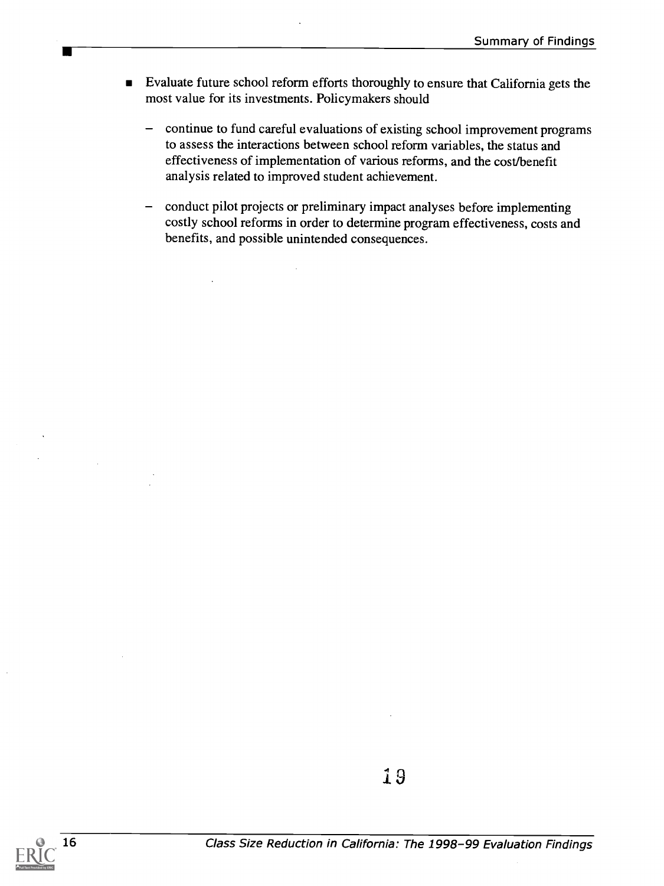- Evaluate future school reform efforts thoroughly to ensure that California gets the most value for its investments. Policymakers should
  - continue to fund careful evaluations of existing school improvement programs to assess the interactions between school reform variables, the status and effectiveness of implementation of various reforms, and the cost/benefit analysis related to improved student achievement.
  - conduct pilot projects or preliminary impact analyses before implementing costly school reforms in order to determine program effectiveness, costs and benefits, and possible unintended consequences.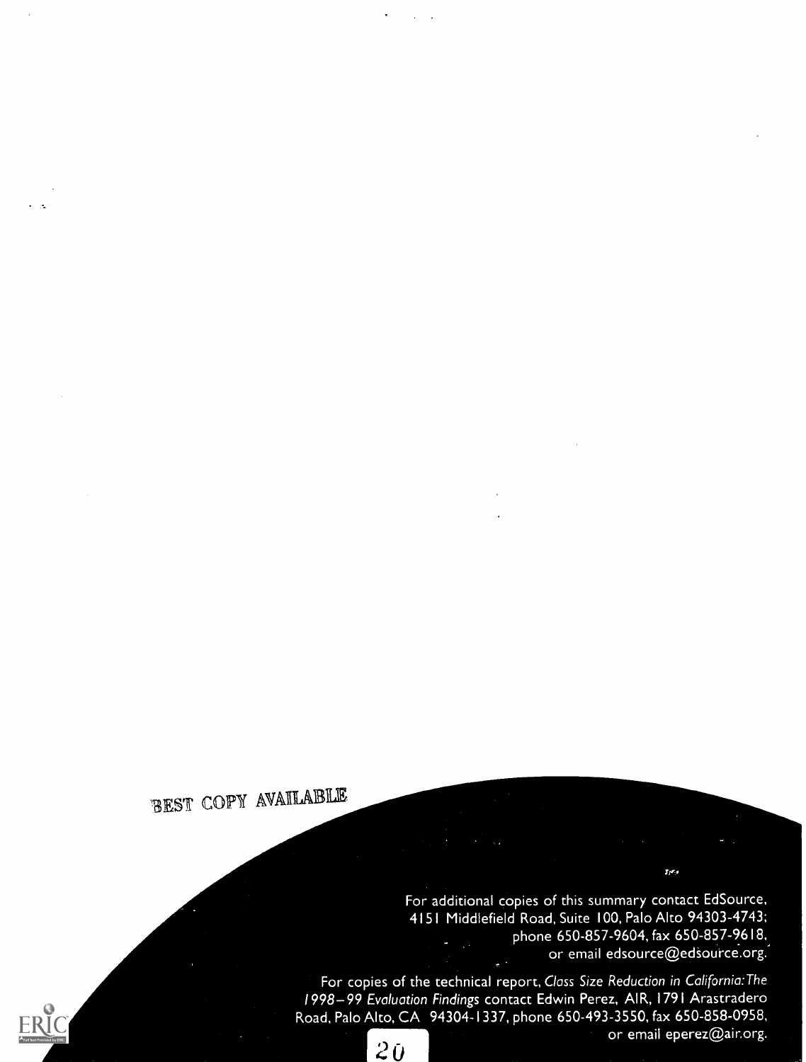BEST COPY AVAILABLE

For additional copies of this summary contact EdSource, 4151 Middlefield Road, Suite 100, Palo Alto 94303-4743; phone 650-857-9604, fax 650-857-9618, or email edsource@edsource.org.

For copies of the technical report, *Class Size Reduction in California: The 1998–99 Evaluation Findings* contact Edwin Perez, AIR, 1791 Arastradero Road, Palo Alto, CA 94304-1337, phone 650-493-3550, fax 650-858-0958, or email eperez@air.org.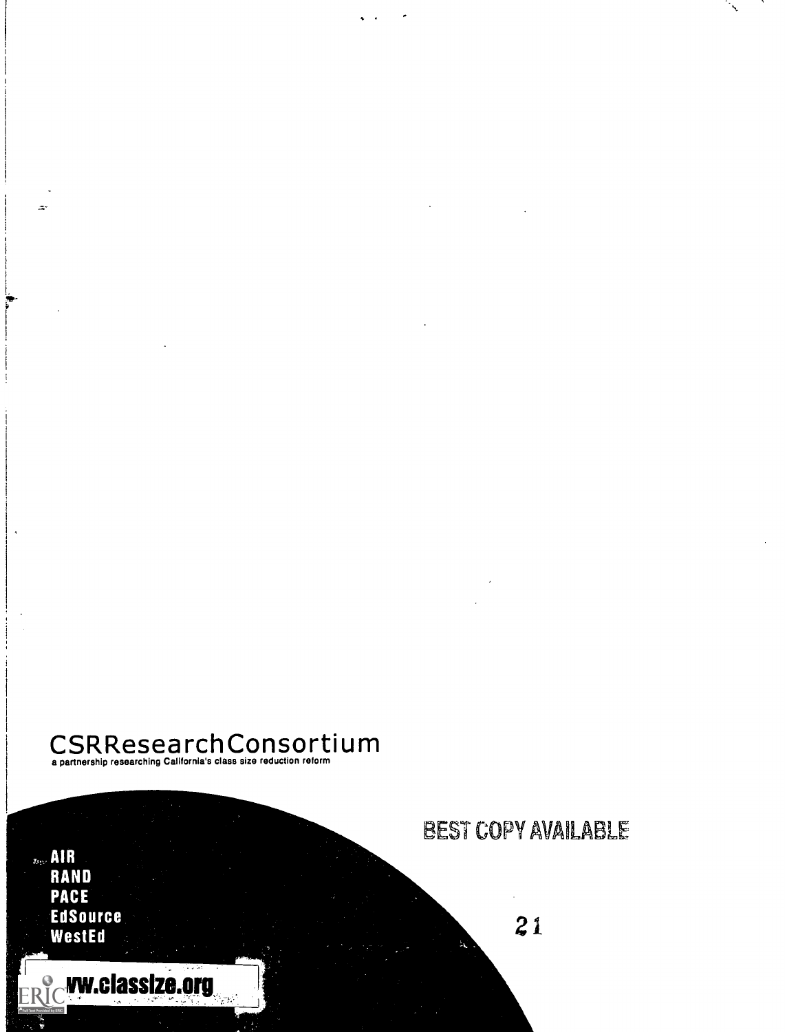# CSRResearchConsortium

a partnership researching California's class size reduction reform

BEST COPY AVAILABLE

**AIR**
**RAND**
**PACE**
**EdSource**
**WestEd**

**ww.classize.org**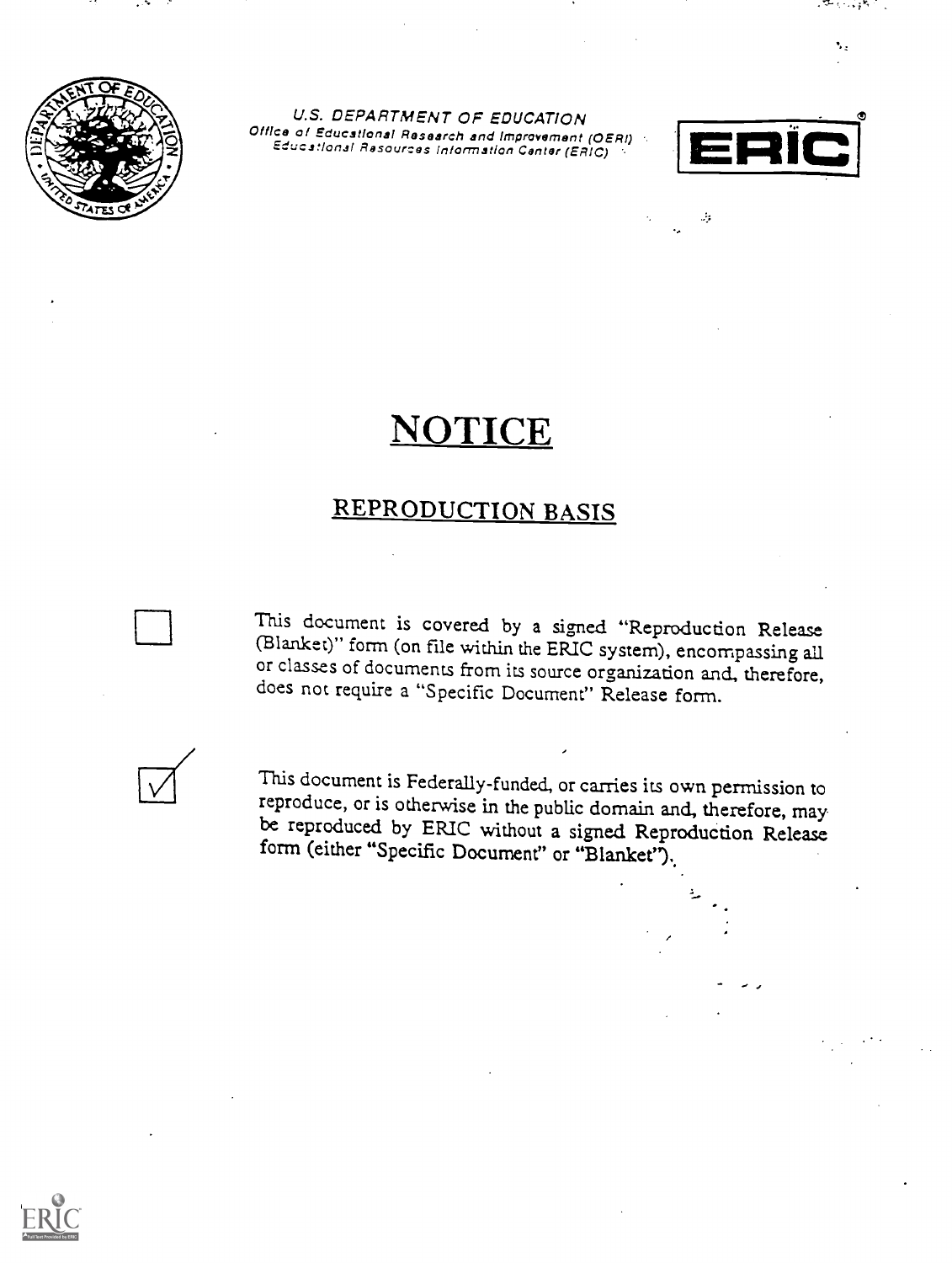U.S. DEPARTMENT OF EDUCATION
Office of Educational Research and Improvement (OERI)
Educational Resources Information Center (ERIC)

ERIC

# NOTICE

## REPRODUCTION BASIS

- [ ] This document is covered by a signed "Reproduction Release (Blanket)" form (on file within the ERIC system), encompassing all or classes of documents from its source organization and, therefore, does not require a "Specific Document" Release form.

- [x] This document is Federally-funded, or carries its own permission to reproduce, or is otherwise in the public domain and, therefore, may be reproduced by ERIC without a signed Reproduction Release form (either "Specific Document" or "Blanket").